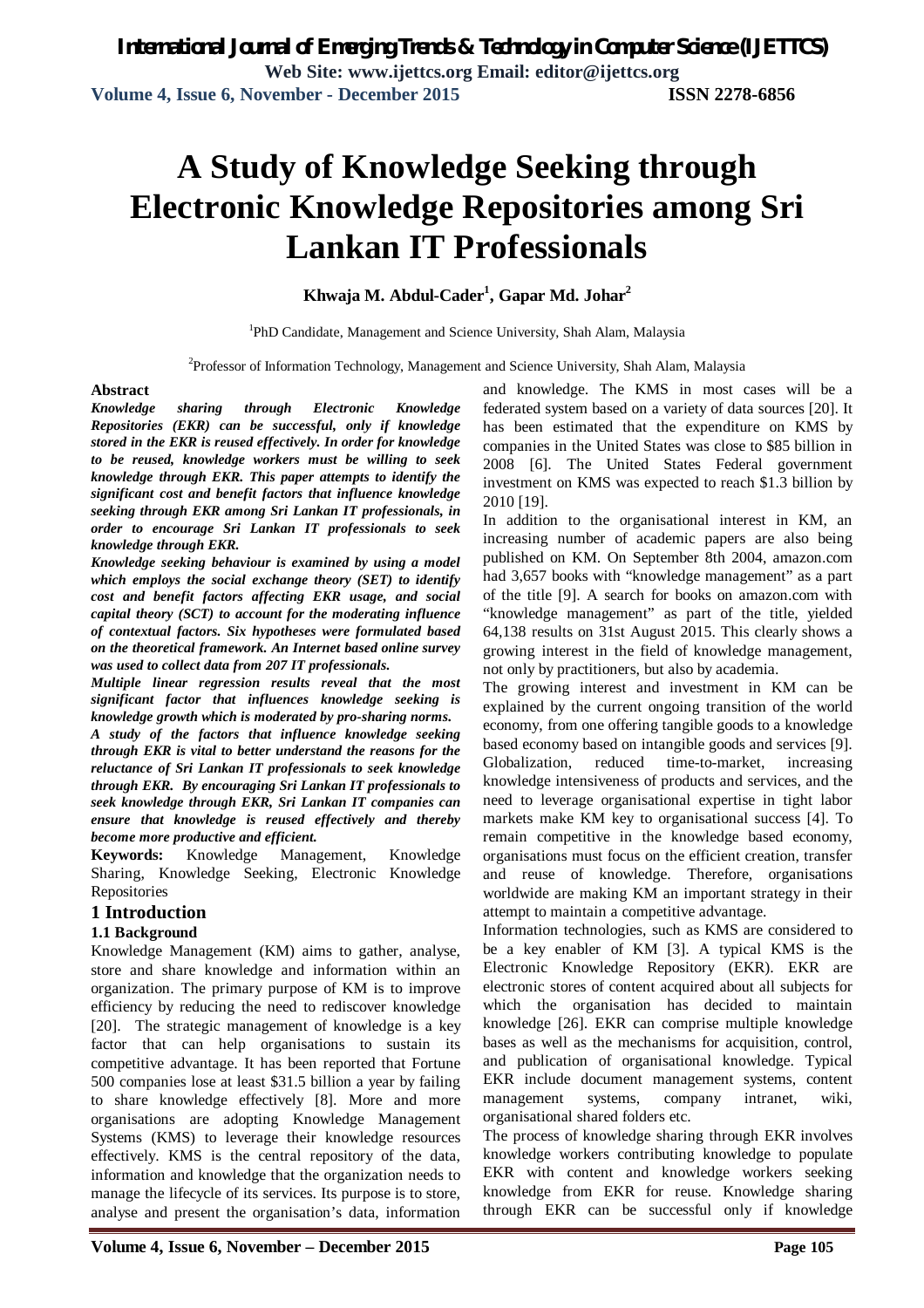# A Study of Knowledge Seeking through Electronic Knowledge Repositories among Sri Lankan IT Professionals

**Khwaja M. Abdul-Cader[1], Gapar Md. Johar[2]**

[1]PhD Candidate, Management and Science University, Shah Alam, Malaysia

[2]Professor of Information Technology, Management and Science University, Shah Alam, Malaysia

**Abstract**

***Knowledge sharing through Electronic Knowledge Repositories (EKR) can be successful, only if knowledge stored in the EKR is reused effectively. In order for knowledge to be reused, knowledge workers must be willing to seek knowledge through EKR. This paper attempts to identify the significant cost and benefit factors that influence knowledge seeking through EKR among Sri Lankan IT professionals, in order to encourage Sri Lankan IT professionals to seek knowledge through EKR.***

***Knowledge seeking behaviour is examined by using a model which employs the social exchange theory (SET) to identify cost and benefit factors affecting EKR usage, and social capital theory (SCT) to account for the moderating influence of contextual factors. Six hypotheses were formulated based on the theoretical framework. An Internet based online survey was used to collect data from 207 IT professionals.***

***Multiple linear regression results reveal that the most significant factor that influences knowledge seeking is knowledge growth which is moderated by pro-sharing norms.***

***A study of the factors that influence knowledge seeking through EKR is vital to better understand the reasons for the reluctance of Sri Lankan IT professionals to seek knowledge through EKR. By encouraging Sri Lankan IT professionals to seek knowledge through EKR, Sri Lankan IT companies can ensure that knowledge is reused effectively and thereby become more productive and efficient.***

**Keywords:** Knowledge Management, Knowledge Sharing, Knowledge Seeking, Electronic Knowledge Repositories

## 1 Introduction

### 1.1 Background

Knowledge Management (KM) aims to gather, analyse, store and share knowledge and information within an organization. The primary purpose of KM is to improve efficiency by reducing the need to rediscover knowledge [20]. The strategic management of knowledge is a key factor that can help organisations to sustain its competitive advantage. It has been reported that Fortune 500 companies lose at least $31.5 billion a year by failing to share knowledge effectively [8]. More and more organisations are adopting Knowledge Management Systems (KMS) to leverage their knowledge resources effectively. KMS is the central repository of the data, information and knowledge that the organization needs to manage the lifecycle of its services. Its purpose is to store, analyse and present the organisation's data, information and knowledge. The KMS in most cases will be a federated system based on a variety of data sources [20]. It has been estimated that the expenditure on KMS by companies in the United States was close to $85 billion in 2008 [6]. The United States Federal government investment on KMS was expected to reach $1.3 billion by 2010 [19].

In addition to the organisational interest in KM, an increasing number of academic papers are also being published on KM. On September 8th 2004, amazon.com had 3,657 books with "knowledge management" as a part of the title [9]. A search for books on amazon.com with "knowledge management" as part of the title, yielded 64,138 results on 31st August 2015. This clearly shows a growing interest in the field of knowledge management, not only by practitioners, but also by academia.

The growing interest and investment in KM can be explained by the current ongoing transition of the world economy, from one offering tangible goods to a knowledge based economy based on intangible goods and services [9]. Globalization, reduced time-to-market, increasing knowledge intensiveness of products and services, and the need to leverage organisational expertise in tight labor markets make KM key to organisational success [4]. To remain competitive in the knowledge based economy, organisations must focus on the efficient creation, transfer and reuse of knowledge. Therefore, organisations worldwide are making KM an important strategy in their attempt to maintain a competitive advantage.

Information technologies, such as KMS are considered to be a key enabler of KM [3]. A typical KMS is the Electronic Knowledge Repository (EKR). EKR are electronic stores of content acquired about all subjects for which the organisation has decided to maintain knowledge [26]. EKR can comprise multiple knowledge bases as well as the mechanisms for acquisition, control, and publication of organisational knowledge. Typical EKR include document management systems, content management systems, company intranet, wiki, organisational shared folders etc.

The process of knowledge sharing through EKR involves knowledge workers contributing knowledge to populate EKR with content and knowledge workers seeking knowledge from EKR for reuse. Knowledge sharing through EKR can be successful only if knowledge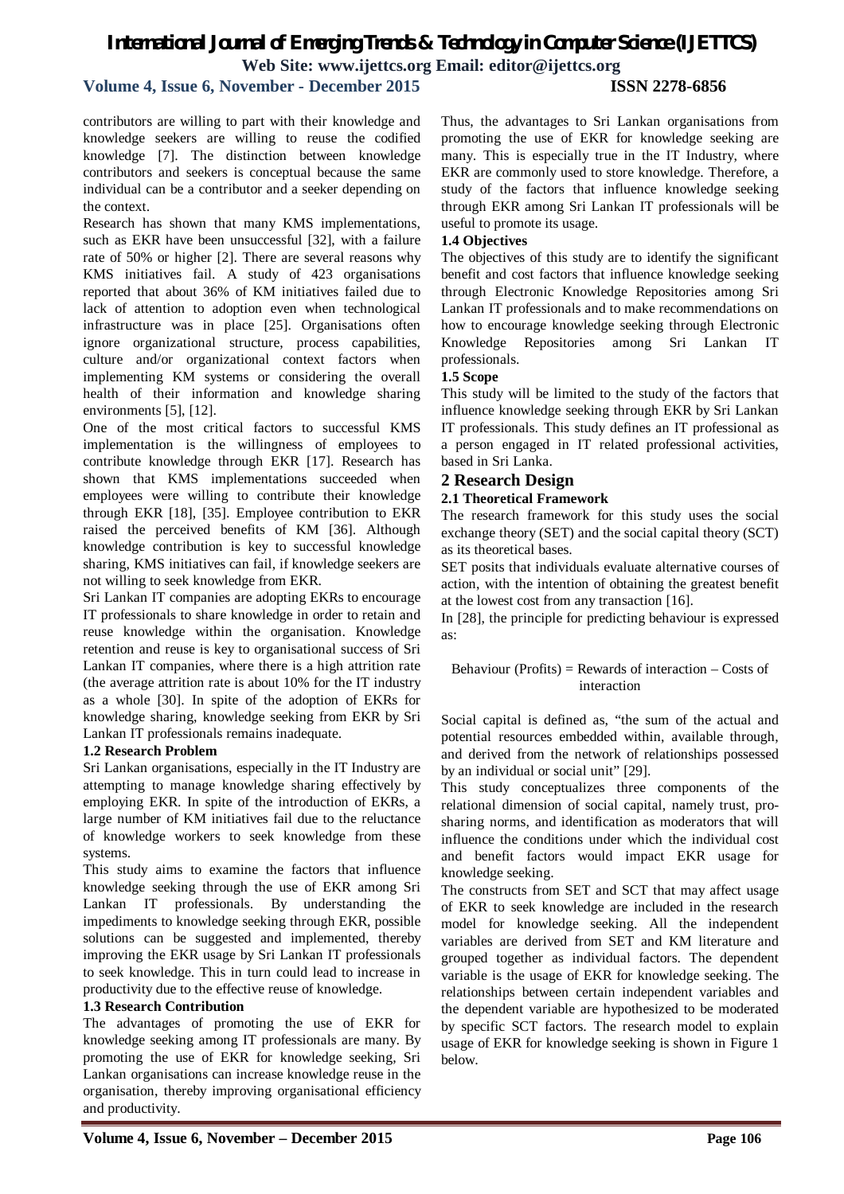contributors are willing to part with their knowledge and knowledge seekers are willing to reuse the codified knowledge [7]. The distinction between knowledge contributors and seekers is conceptual because the same individual can be a contributor and a seeker depending on the context.

Research has shown that many KMS implementations, such as EKR have been unsuccessful [32], with a failure rate of 50% or higher [2]. There are several reasons why KMS initiatives fail. A study of 423 organisations reported that about 36% of KM initiatives failed due to lack of attention to adoption even when technological infrastructure was in place [25]. Organisations often ignore organizational structure, process capabilities, culture and/or organizational context factors when implementing KM systems or considering the overall health of their information and knowledge sharing environments [5], [12].

One of the most critical factors to successful KMS implementation is the willingness of employees to contribute knowledge through EKR [17]. Research has shown that KMS implementations succeeded when employees were willing to contribute their knowledge through EKR [18], [35]. Employee contribution to EKR raised the perceived benefits of KM [36]. Although knowledge contribution is key to successful knowledge sharing, KMS initiatives can fail, if knowledge seekers are not willing to seek knowledge from EKR.

Sri Lankan IT companies are adopting EKRs to encourage IT professionals to share knowledge in order to retain and reuse knowledge within the organisation. Knowledge retention and reuse is key to organisational success of Sri Lankan IT companies, where there is a high attrition rate (the average attrition rate is about 10% for the IT industry as a whole [30]. In spite of the adoption of EKRs for knowledge sharing, knowledge seeking from EKR by Sri Lankan IT professionals remains inadequate.

### 1.2 Research Problem

Sri Lankan organisations, especially in the IT Industry are attempting to manage knowledge sharing effectively by employing EKR. In spite of the introduction of EKRs, a large number of KM initiatives fail due to the reluctance of knowledge workers to seek knowledge from these systems.

This study aims to examine the factors that influence knowledge seeking through the use of EKR among Sri Lankan IT professionals. By understanding the impediments to knowledge seeking through EKR, possible solutions can be suggested and implemented, thereby improving the EKR usage by Sri Lankan IT professionals to seek knowledge. This in turn could lead to increase in productivity due to the effective reuse of knowledge.

### 1.3 Research Contribution

The advantages of promoting the use of EKR for knowledge seeking among IT professionals are many. By promoting the use of EKR for knowledge seeking, Sri Lankan organisations can increase knowledge reuse in the organisation, thereby improving organisational efficiency and productivity.

Thus, the advantages to Sri Lankan organisations from promoting the use of EKR for knowledge seeking are many. This is especially true in the IT Industry, where EKR are commonly used to store knowledge. Therefore, a study of the factors that influence knowledge seeking through EKR among Sri Lankan IT professionals will be useful to promote its usage.

### 1.4 Objectives

The objectives of this study are to identify the significant benefit and cost factors that influence knowledge seeking through Electronic Knowledge Repositories among Sri Lankan IT professionals and to make recommendations on how to encourage knowledge seeking through Electronic Knowledge Repositories among Sri Lankan IT professionals.

### 1.5 Scope

This study will be limited to the study of the factors that influence knowledge seeking through EKR by Sri Lankan IT professionals. This study defines an IT professional as a person engaged in IT related professional activities, based in Sri Lanka.

## 2 Research Design

### 2.1 Theoretical Framework

The research framework for this study uses the social exchange theory (SET) and the social capital theory (SCT) as its theoretical bases.

SET posits that individuals evaluate alternative courses of action, with the intention of obtaining the greatest benefit at the lowest cost from any transaction [16].

In [28], the principle for predicting behaviour is expressed as:

Behaviour (Profits) = Rewards of interaction – Costs of interaction

Social capital is defined as, "the sum of the actual and potential resources embedded within, available through, and derived from the network of relationships possessed by an individual or social unit" [29].

This study conceptualizes three components of the relational dimension of social capital, namely trust, pro-sharing norms, and identification as moderators that will influence the conditions under which the individual cost and benefit factors would impact EKR usage for knowledge seeking.

The constructs from SET and SCT that may affect usage of EKR to seek knowledge are included in the research model for knowledge seeking. All the independent variables are derived from SET and KM literature and grouped together as individual factors. The dependent variable is the usage of EKR for knowledge seeking. The relationships between certain independent variables and the dependent variable are hypothesized to be moderated by specific SCT factors. The research model to explain usage of EKR for knowledge seeking is shown in Figure 1 below.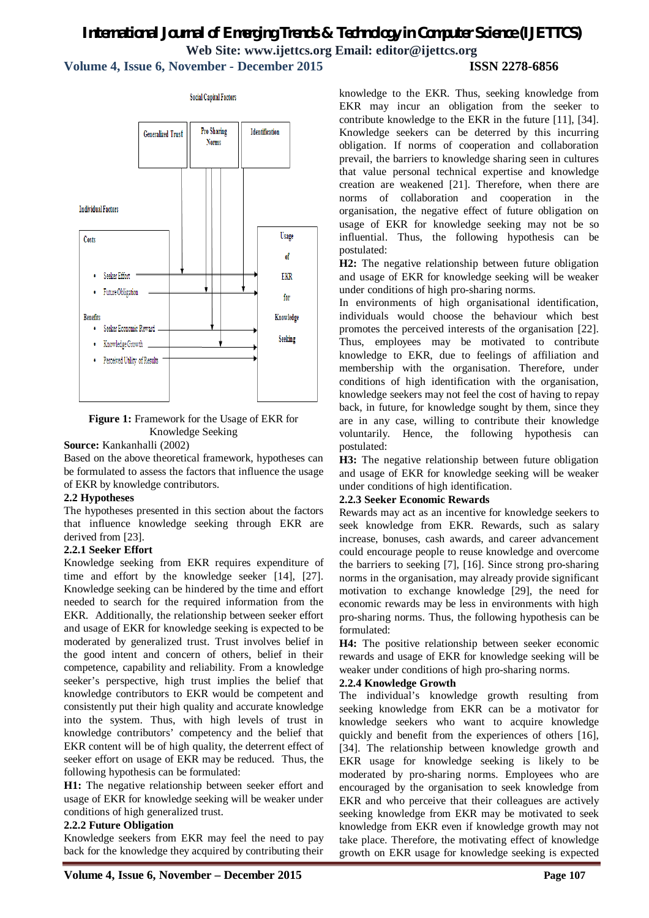Social Capital Factors

Generalized Trust | Pro Sharing Norms | Identification

Individual Factors

Costs
- Seeker Effort
- Future Obligation

Benefits
- Seeker Economic Reward
- Knowledge Growth
- Perceived Utility of Results

Usage of EKR for Knowledge Seeking

**Figure 1:** Framework for the Usage of EKR for Knowledge Seeking

**Source:** Kankanhalli (2002)

Based on the above theoretical framework, hypotheses can be formulated to assess the factors that influence the usage of EKR by knowledge contributors.

### 2.2 Hypotheses

The hypotheses presented in this section about the factors that influence knowledge seeking through EKR are derived from [23].

#### 2.2.1 Seeker Effort

Knowledge seeking from EKR requires expenditure of time and effort by the knowledge seeker [14], [27]. Knowledge seeking can be hindered by the time and effort needed to search for the required information from the EKR. Additionally, the relationship between seeker effort and usage of EKR for knowledge seeking is expected to be moderated by generalized trust. Trust involves belief in the good intent and concern of others, belief in their competence, capability and reliability. From a knowledge seeker's perspective, high trust implies the belief that knowledge contributors to EKR would be competent and consistently put their high quality and accurate knowledge into the system. Thus, with high levels of trust in knowledge contributors' competency and the belief that EKR content will be of high quality, the deterrent effect of seeker effort on usage of EKR may be reduced. Thus, the following hypothesis can be formulated:

**H1:** The negative relationship between seeker effort and usage of EKR for knowledge seeking will be weaker under conditions of high generalized trust.

#### 2.2.2 Future Obligation

Knowledge seekers from EKR may feel the need to pay back for the knowledge they acquired by contributing their knowledge to the EKR. Thus, seeking knowledge from EKR may incur an obligation from the seeker to contribute knowledge to the EKR in the future [11], [34]. Knowledge seekers can be deterred by this incurring obligation. If norms of cooperation and collaboration prevail, the barriers to knowledge sharing seen in cultures that value personal technical expertise and knowledge creation are weakened [21]. Therefore, when there are norms of collaboration and cooperation in the organisation, the negative effect of future obligation on usage of EKR for knowledge seeking may not be so influential. Thus, the following hypothesis can be postulated:

**H2:** The negative relationship between future obligation and usage of EKR for knowledge seeking will be weaker under conditions of high pro-sharing norms.

In environments of high organisational identification, individuals would choose the behaviour which best promotes the perceived interests of the organisation [22]. Thus, employees may be motivated to contribute knowledge to EKR, due to feelings of affiliation and membership with the organisation. Therefore, under conditions of high identification with the organisation, knowledge seekers may not feel the cost of having to repay back, in future, for knowledge sought by them, since they are in any case, willing to contribute their knowledge voluntarily. Hence, the following hypothesis can postulated:

**H3:** The negative relationship between future obligation and usage of EKR for knowledge seeking will be weaker under conditions of high identification.

#### 2.2.3 Seeker Economic Rewards

Rewards may act as an incentive for knowledge seekers to seek knowledge from EKR. Rewards, such as salary increase, bonuses, cash awards, and career advancement could encourage people to reuse knowledge and overcome the barriers to seeking [7], [16]. Since strong pro-sharing norms in the organisation, may already provide significant motivation to exchange knowledge [29], the need for economic rewards may be less in environments with high pro-sharing norms. Thus, the following hypothesis can be formulated:

**H4:** The positive relationship between seeker economic rewards and usage of EKR for knowledge seeking will be weaker under conditions of high pro-sharing norms.

#### 2.2.4 Knowledge Growth

The individual's knowledge growth resulting from seeking knowledge from EKR can be a motivator for knowledge seekers who want to acquire knowledge quickly and benefit from the experiences of others [16], [34]. The relationship between knowledge growth and EKR usage for knowledge seeking is likely to be moderated by pro-sharing norms. Employees who are encouraged by the organisation to seek knowledge from EKR and who perceive that their colleagues are actively seeking knowledge from EKR may be motivated to seek knowledge from EKR even if knowledge growth may not take place. Therefore, the motivating effect of knowledge growth on EKR usage for knowledge seeking is expected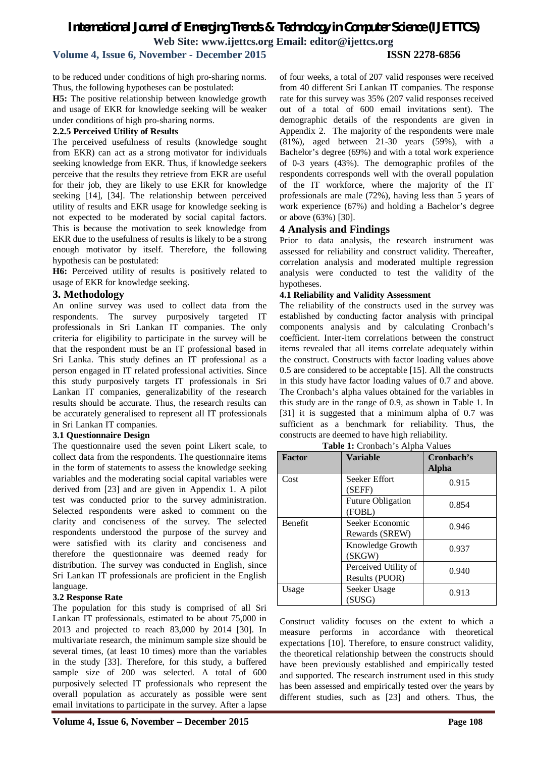to be reduced under conditions of high pro-sharing norms. Thus, the following hypotheses can be postulated:

**H5:** The positive relationship between knowledge growth and usage of EKR for knowledge seeking will be weaker under conditions of high pro-sharing norms.

#### 2.2.5 Perceived Utility of Results

The perceived usefulness of results (knowledge sought from EKR) can act as a strong motivator for individuals seeking knowledge from EKR. Thus, if knowledge seekers perceive that the results they retrieve from EKR are useful for their job, they are likely to use EKR for knowledge seeking [14], [34]. The relationship between perceived utility of results and EKR usage for knowledge seeking is not expected to be moderated by social capital factors. This is because the motivation to seek knowledge from EKR due to the usefulness of results is likely to be a strong enough motivator by itself. Therefore, the following hypothesis can be postulated:

**H6:** Perceived utility of results is positively related to usage of EKR for knowledge seeking.

## 3. Methodology

An online survey was used to collect data from the respondents. The survey purposively targeted IT professionals in Sri Lankan IT companies. The only criteria for eligibility to participate in the survey will be that the respondent must be an IT professional based in Sri Lanka. This study defines an IT professional as a person engaged in IT related professional activities. Since this study purposively targets IT professionals in Sri Lankan IT companies, generalizability of the research results should be accurate. Thus, the research results can be accurately generalised to represent all IT professionals in Sri Lankan IT companies.

### 3.1 Questionnaire Design

The questionnaire used the seven point Likert scale, to collect data from the respondents. The questionnaire items in the form of statements to assess the knowledge seeking variables and the moderating social capital variables were derived from [23] and are given in Appendix 1. A pilot test was conducted prior to the survey administration. Selected respondents were asked to comment on the clarity and conciseness of the survey. The selected respondents understood the purpose of the survey and were satisfied with its clarity and conciseness and therefore the questionnaire was deemed ready for distribution. The survey was conducted in English, since Sri Lankan IT professionals are proficient in the English language.

### 3.2 Response Rate

The population for this study is comprised of all Sri Lankan IT professionals, estimated to be about 75,000 in 2013 and projected to reach 83,000 by 2014 [30]. In multivariate research, the minimum sample size should be several times, (at least 10 times) more than the variables in the study [33]. Therefore, for this study, a buffered sample size of 200 was selected. A total of 600 purposively selected IT professionals who represent the overall population as accurately as possible were sent email invitations to participate in the survey. After a lapse of four weeks, a total of 207 valid responses were received from 40 different Sri Lankan IT companies. The response rate for this survey was 35% (207 valid responses received out of a total of 600 email invitations sent). The demographic details of the respondents are given in Appendix 2. The majority of the respondents were male (81%), aged between 21-30 years (59%), with a Bachelor's degree (69%) and with a total work experience of 0-3 years (43%). The demographic profiles of the respondents corresponds well with the overall population of the IT workforce, where the majority of the IT professionals are male (72%), having less than 5 years of work experience (67%) and holding a Bachelor's degree or above (63%) [30].

## 4 Analysis and Findings

Prior to data analysis, the research instrument was assessed for reliability and construct validity. Thereafter, correlation analysis and moderated multiple regression analysis were conducted to test the validity of the hypotheses.

### 4.1 Reliability and Validity Assessment

The reliability of the constructs used in the survey was established by conducting factor analysis with principal components analysis and by calculating Cronbach's coefficient. Inter-item correlations between the construct items revealed that all items correlate adequately within the construct. Constructs with factor loading values above 0.5 are considered to be acceptable [15]. All the constructs in this study have factor loading values of 0.7 and above. The Cronbach's alpha values obtained for the variables in this study are in the range of 0.9, as shown in Table 1. In [31] it is suggested that a minimum alpha of 0.7 was sufficient as a benchmark for reliability. Thus, the constructs are deemed to have high reliability.

**Table 1:** Cronbach's Alpha Values

| Factor | Variable | Cronbach's Alpha |
|---|---|---|
| Cost | Seeker Effort (SEFF) | 0.915 |
| | Future Obligation (FOBL) | 0.854 |
| Benefit | Seeker Economic Rewards (SREW) | 0.946 |
| | Knowledge Growth (SKGW) | 0.937 |
| | Perceived Utility of Results (PUOR) | 0.940 |
| Usage | Seeker Usage (SUSG) | 0.913 |

Construct validity focuses on the extent to which a measure performs in accordance with theoretical expectations [10]. Therefore, to ensure construct validity, the theoretical relationship between the constructs should have been previously established and empirically tested and supported. The research instrument used in this study has been assessed and empirically tested over the years by different studies, such as [23] and others. Thus, the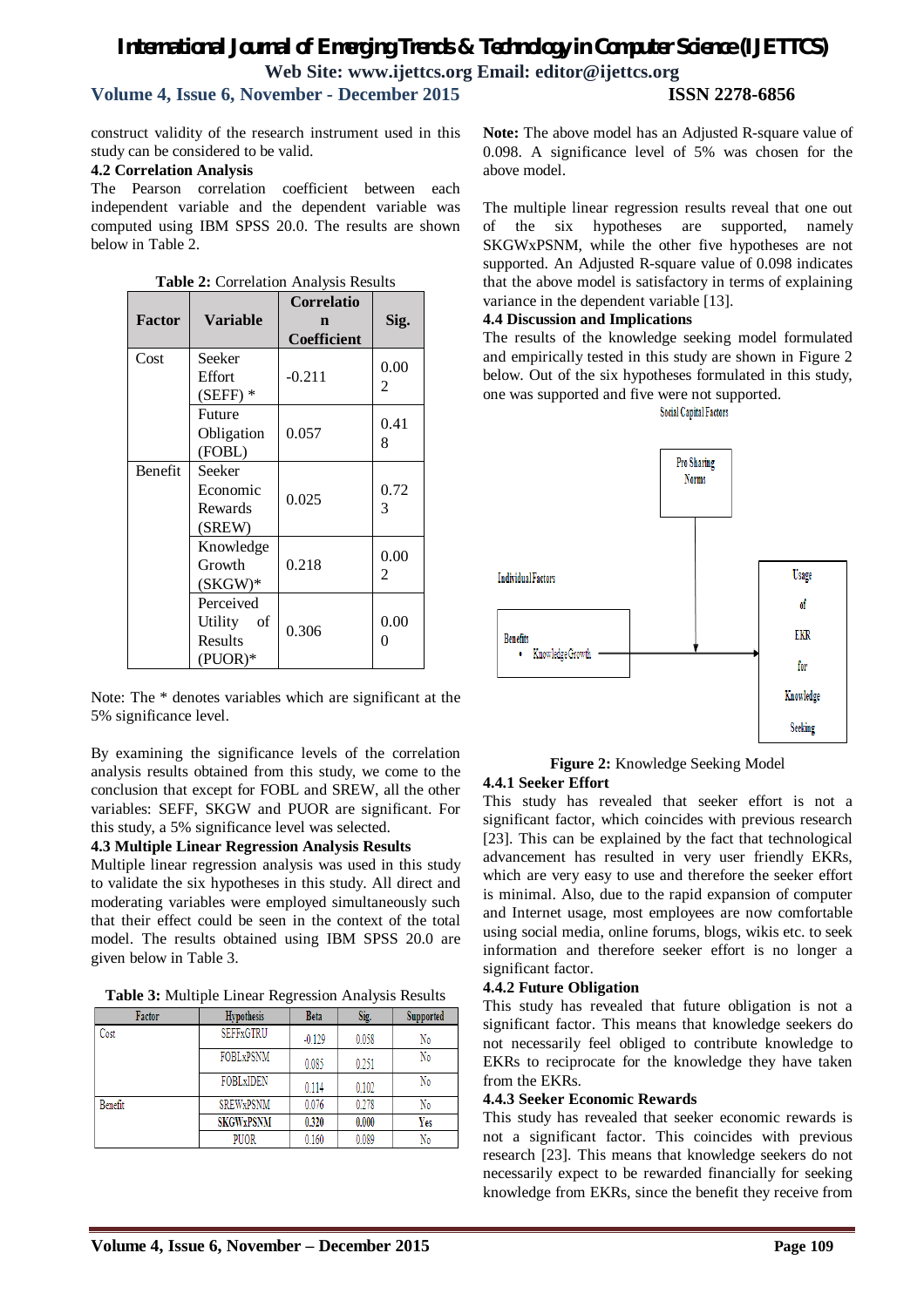construct validity of the research instrument used in this study can be considered to be valid.

### 4.2 Correlation Analysis

The Pearson correlation coefficient between each independent variable and the dependent variable was computed using IBM SPSS 20.0. The results are shown below in Table 2.

**Table 2:** Correlation Analysis Results

| Factor | Variable | Correlation Coefficient | Sig. |
|---|---|---|---|
| Cost | Seeker Effort (SEFF) * | -0.211 | 0.002 |
| | Future Obligation (FOBL) | 0.057 | 0.418 |
| Benefit | Seeker Economic Rewards (SREW) | 0.025 | 0.723 |
| | Knowledge Growth (SKGW)* | 0.218 | 0.002 |
| | Perceived Utility of Results (PUOR)* | 0.306 | 0.000 |

Note: The * denotes variables which are significant at the 5% significance level.

By examining the significance levels of the correlation analysis results obtained from this study, we come to the conclusion that except for FOBL and SREW, all the other variables: SEFF, SKGW and PUOR are significant. For this study, a 5% significance level was selected.

### 4.3 Multiple Linear Regression Analysis Results

Multiple linear regression analysis was used in this study to validate the six hypotheses in this study. All direct and moderating variables were employed simultaneously such that their effect could be seen in the context of the total model. The results obtained using IBM SPSS 20.0 are given below in Table 3.

**Table 3:** Multiple Linear Regression Analysis Results

| Factor | Hypothesis | Beta | Sig. | Supported |
|---|---|---|---|---|
| Cost | SEFFxGTRU | -0.129 | 0.058 | No |
| | FOBLxPSNM | 0.085 | 0.251 | No |
| | FOBLxIDEN | 0.114 | 0.102 | No |
| Benefit | SREWxPSNM | 0.076 | 0.278 | No |
| | **SKGWxPSNM** | **0.320** | **0.000** | **Yes** |
| | PUOR | 0.160 | 0.089 | No |

**Note:** The above model has an Adjusted R-square value of 0.098. A significance level of 5% was chosen for the above model.

The multiple linear regression results reveal that one out of the six hypotheses are supported, namely SKGWxPSNM, while the other five hypotheses are not supported. An Adjusted R-square value of 0.098 indicates that the above model is satisfactory in terms of explaining variance in the dependent variable [13].

### 4.4 Discussion and Implications

The results of the knowledge seeking model formulated and empirically tested in this study are shown in Figure 2 below. Out of the six hypotheses formulated in this study, one was supported and five were not supported.

Social Capital Factors

Pro Sharing Norms

Individual Factors

Benefits
- Knowledge Growth

Usage of EKR for Knowledge Seeking

**Figure 2:** Knowledge Seeking Model

#### 4.4.1 Seeker Effort

This study has revealed that seeker effort is not a significant factor, which coincides with previous research [23]. This can be explained by the fact that technological advancement has resulted in very user friendly EKRs, which are very easy to use and therefore the seeker effort is minimal. Also, due to the rapid expansion of computer and Internet usage, most employees are now comfortable using social media, online forums, blogs, wikis etc. to seek information and therefore seeker effort is no longer a significant factor.

#### 4.4.2 Future Obligation

This study has revealed that future obligation is not a significant factor. This means that knowledge seekers do not necessarily feel obliged to contribute knowledge to EKRs to reciprocate for the knowledge they have taken from the EKRs.

#### 4.4.3 Seeker Economic Rewards

This study has revealed that seeker economic rewards is not a significant factor. This coincides with previous research [23]. This means that knowledge seekers do not necessarily expect to be rewarded financially for seeking knowledge from EKRs, since the benefit they receive from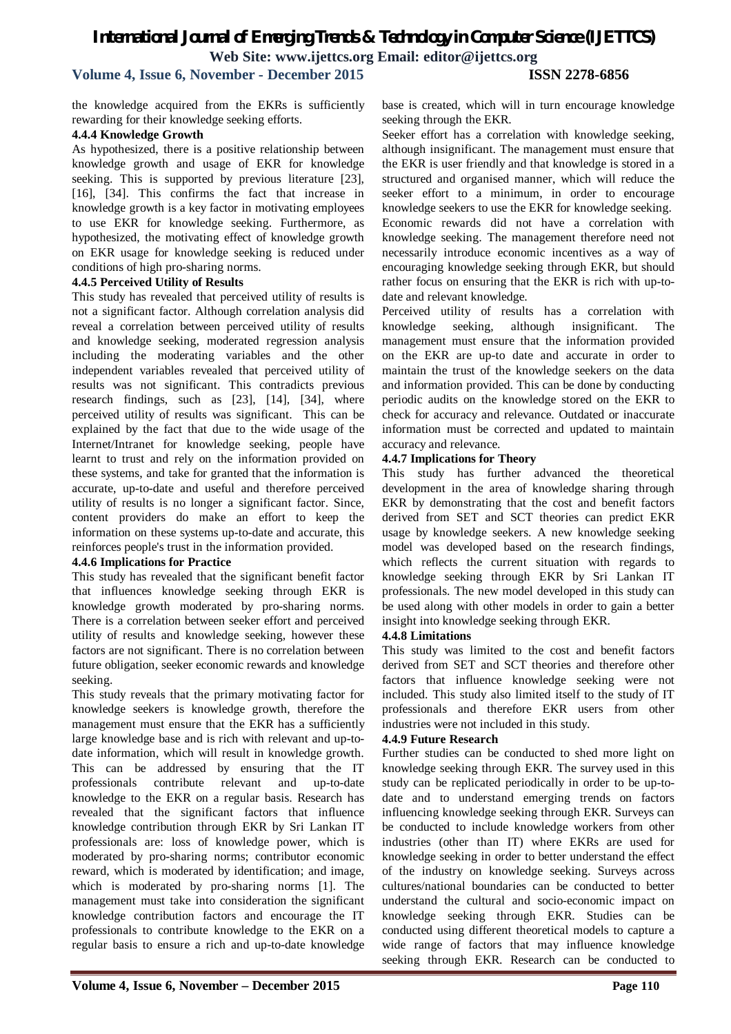the knowledge acquired from the EKRs is sufficiently rewarding for their knowledge seeking efforts.

#### 4.4.4 Knowledge Growth

As hypothesized, there is a positive relationship between knowledge growth and usage of EKR for knowledge seeking. This is supported by previous literature [23], [16], [34]. This confirms the fact that increase in knowledge growth is a key factor in motivating employees to use EKR for knowledge seeking. Furthermore, as hypothesized, the motivating effect of knowledge growth on EKR usage for knowledge seeking is reduced under conditions of high pro-sharing norms.

#### 4.4.5 Perceived Utility of Results

This study has revealed that perceived utility of results is not a significant factor. Although correlation analysis did reveal a correlation between perceived utility of results and knowledge seeking, moderated regression analysis including the moderating variables and the other independent variables revealed that perceived utility of results was not significant. This contradicts previous research findings, such as [23], [14], [34], where perceived utility of results was significant. This can be explained by the fact that due to the wide usage of the Internet/Intranet for knowledge seeking, people have learnt to trust and rely on the information provided on these systems, and take for granted that the information is accurate, up-to-date and useful and therefore perceived utility of results is no longer a significant factor. Since, content providers do make an effort to keep the information on these systems up-to-date and accurate, this reinforces people's trust in the information provided.

#### 4.4.6 Implications for Practice

This study has revealed that the significant benefit factor that influences knowledge seeking through EKR is knowledge growth moderated by pro-sharing norms. There is a correlation between seeker effort and perceived utility of results and knowledge seeking, however these factors are not significant. There is no correlation between future obligation, seeker economic rewards and knowledge seeking.

This study reveals that the primary motivating factor for knowledge seekers is knowledge growth, therefore the management must ensure that the EKR has a sufficiently large knowledge base and is rich with relevant and up-to-date information, which will result in knowledge growth. This can be addressed by ensuring that the IT professionals contribute relevant and up-to-date knowledge to the EKR on a regular basis. Research has revealed that the significant factors that influence knowledge contribution through EKR by Sri Lankan IT professionals are: loss of knowledge power, which is moderated by pro-sharing norms; contributor economic reward, which is moderated by identification; and image, which is moderated by pro-sharing norms [1]. The management must take into consideration the significant knowledge contribution factors and encourage the IT professionals to contribute knowledge to the EKR on a regular basis to ensure a rich and up-to-date knowledge base is created, which will in turn encourage knowledge seeking through the EKR.

Seeker effort has a correlation with knowledge seeking, although insignificant. The management must ensure that the EKR is user friendly and that knowledge is stored in a structured and organised manner, which will reduce the seeker effort to a minimum, in order to encourage knowledge seekers to use the EKR for knowledge seeking.

Economic rewards did not have a correlation with knowledge seeking. The management therefore need not necessarily introduce economic incentives as a way of encouraging knowledge seeking through EKR, but should rather focus on ensuring that the EKR is rich with up-to-date and relevant knowledge.

Perceived utility of results has a correlation with knowledge seeking, although insignificant. The management must ensure that the information provided on the EKR are up-to date and accurate in order to maintain the trust of the knowledge seekers on the data and information provided. This can be done by conducting periodic audits on the knowledge stored on the EKR to check for accuracy and relevance. Outdated or inaccurate information must be corrected and updated to maintain accuracy and relevance.

#### 4.4.7 Implications for Theory

This study has further advanced the theoretical development in the area of knowledge sharing through EKR by demonstrating that the cost and benefit factors derived from SET and SCT theories can predict EKR usage by knowledge seekers. A new knowledge seeking model was developed based on the research findings, which reflects the current situation with regards to knowledge seeking through EKR by Sri Lankan IT professionals. The new model developed in this study can be used along with other models in order to gain a better insight into knowledge seeking through EKR.

#### 4.4.8 Limitations

This study was limited to the cost and benefit factors derived from SET and SCT theories and therefore other factors that influence knowledge seeking were not included. This study also limited itself to the study of IT professionals and therefore EKR users from other industries were not included in this study.

#### 4.4.9 Future Research

Further studies can be conducted to shed more light on knowledge seeking through EKR. The survey used in this study can be replicated periodically in order to be up-to-date and to understand emerging trends on factors influencing knowledge seeking through EKR. Surveys can be conducted to include knowledge workers from other industries (other than IT) where EKRs are used for knowledge seeking in order to better understand the effect of the industry on knowledge seeking. Surveys across cultures/national boundaries can be conducted to better understand the cultural and socio-economic impact on knowledge seeking through EKR. Studies can be conducted using different theoretical models to capture a wide range of factors that may influence knowledge seeking through EKR. Research can be conducted to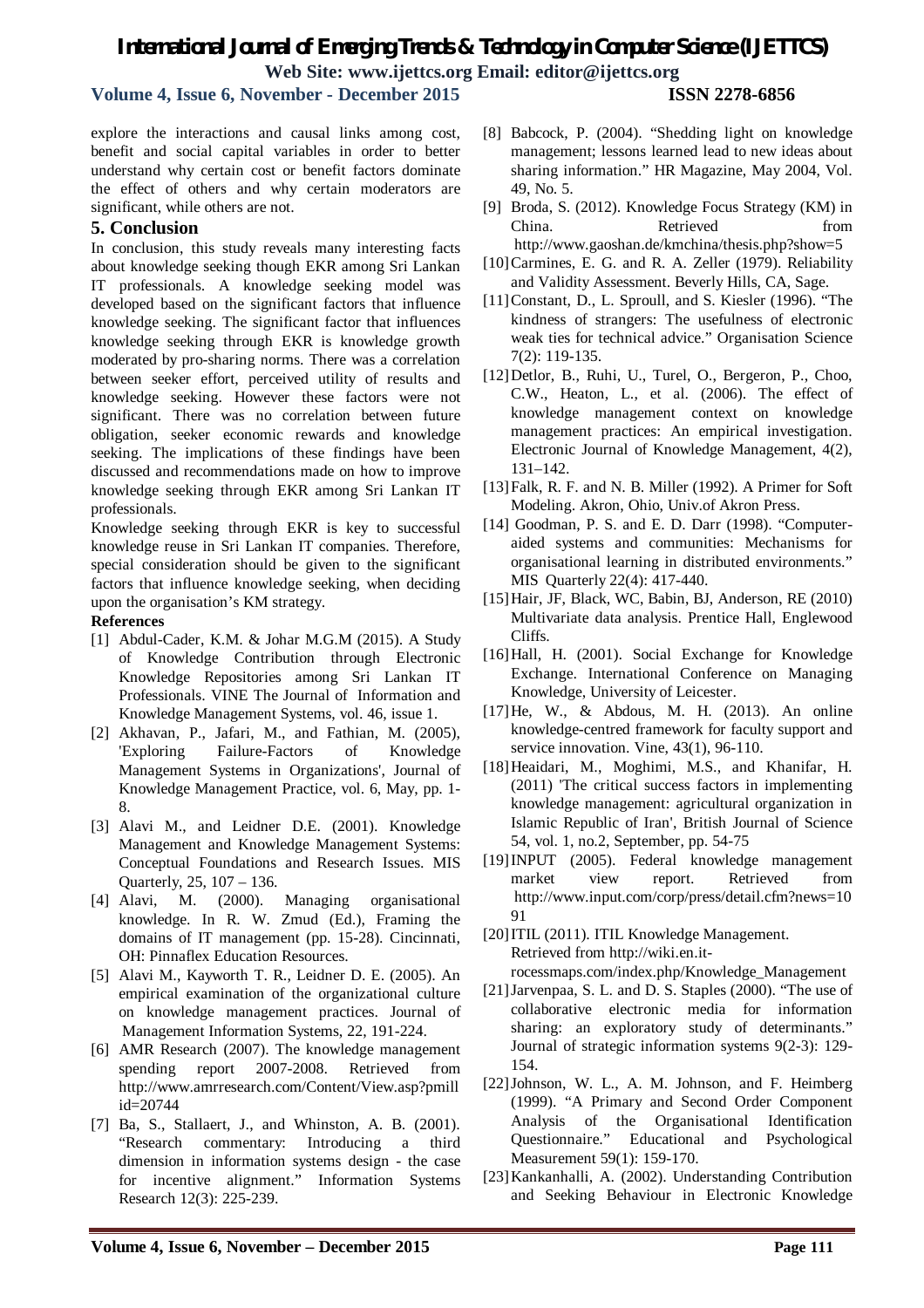explore the interactions and causal links among cost, benefit and social capital variables in order to better understand why certain cost or benefit factors dominate the effect of others and why certain moderators are significant, while others are not.

## 5. Conclusion

In conclusion, this study reveals many interesting facts about knowledge seeking though EKR among Sri Lankan IT professionals. A knowledge seeking model was developed based on the significant factors that influence knowledge seeking. The significant factor that influences knowledge seeking through EKR is knowledge growth moderated by pro-sharing norms. There was a correlation between seeker effort, perceived utility of results and knowledge seeking. However these factors were not significant. There was no correlation between future obligation, seeker economic rewards and knowledge seeking. The implications of these findings have been discussed and recommendations made on how to improve knowledge seeking through EKR among Sri Lankan IT professionals.

Knowledge seeking through EKR is key to successful knowledge reuse in Sri Lankan IT companies. Therefore, special consideration should be given to the significant factors that influence knowledge seeking, when deciding upon the organisation's KM strategy.

**References**

[1] Abdul-Cader, K.M. & Johar M.G.M (2015). A Study of Knowledge Contribution through Electronic Knowledge Repositories among Sri Lankan IT Professionals. VINE The Journal of Information and Knowledge Management Systems, vol. 46, issue 1.

[2] Akhavan, P., Jafari, M., and Fathian, M. (2005), 'Exploring Failure-Factors of Knowledge Management Systems in Organizations', Journal of Knowledge Management Practice, vol. 6, May, pp. 1-8.

[3] Alavi M., and Leidner D.E. (2001). Knowledge Management and Knowledge Management Systems: Conceptual Foundations and Research Issues. MIS Quarterly, 25, 107 – 136.

[4] Alavi, M. (2000). Managing organisational knowledge. In R. W. Zmud (Ed.), Framing the domains of IT management (pp. 15-28). Cincinnati, OH: Pinnaflex Education Resources.

[5] Alavi M., Kayworth T. R., Leidner D. E. (2005). An empirical examination of the organizational culture on knowledge management practices. Journal of Management Information Systems, 22, 191-224.

[6] AMR Research (2007). The knowledge management spending report 2007-2008. Retrieved from http://www.amrresearch.com/Content/View.asp?pmillid=20744

[7] Ba, S., Stallaert, J., and Whinston, A. B. (2001). "Research commentary: Introducing a third dimension in information systems design - the case for incentive alignment." Information Systems Research 12(3): 225-239.

[8] Babcock, P. (2004). "Shedding light on knowledge management; lessons learned lead to new ideas about sharing information." HR Magazine, May 2004, Vol. 49, No. 5.

[9] Broda, S. (2012). Knowledge Focus Strategy (KM) in China. Retrieved from http://www.gaoshan.de/kmchina/thesis.php?show=5

[10] Carmines, E. G. and R. A. Zeller (1979). Reliability and Validity Assessment. Beverly Hills, CA, Sage.

[11] Constant, D., L. Sproull, and S. Kiesler (1996). "The kindness of strangers: The usefulness of electronic weak ties for technical advice." Organisation Science 7(2): 119-135.

[12] Detlor, B., Ruhi, U., Turel, O., Bergeron, P., Choo, C.W., Heaton, L., et al. (2006). The effect of knowledge management context on knowledge management practices: An empirical investigation. Electronic Journal of Knowledge Management, 4(2), 131–142.

[13] Falk, R. F. and N. B. Miller (1992). A Primer for Soft Modeling. Akron, Ohio, Univ.of Akron Press.

[14] Goodman, P. S. and E. D. Darr (1998). "Computer-aided systems and communities: Mechanisms for organisational learning in distributed environments." MIS Quarterly 22(4): 417-440.

[15] Hair, JF, Black, WC, Babin, BJ, Anderson, RE (2010) Multivariate data analysis. Prentice Hall, Englewood Cliffs.

[16] Hall, H. (2001). Social Exchange for Knowledge Exchange. International Conference on Managing Knowledge, University of Leicester.

[17] He, W., & Abdous, M. H. (2013). An online knowledge-centred framework for faculty support and service innovation. Vine, 43(1), 96-110.

[18] Heaidari, M., Moghimi, M.S., and Khanifar, H. (2011) 'The critical success factors in implementing knowledge management: agricultural organization in Islamic Republic of Iran', British Journal of Science 54, vol. 1, no.2, September, pp. 54-75

[19] INPUT (2005). Federal knowledge management market view report. Retrieved from http://www.input.com/corp/press/detail.cfm?news=1091

[20] ITIL (2011). ITIL Knowledge Management. Retrieved from http://wiki.en.it-rocessmaps.com/index.php/Knowledge_Management

[21] Jarvenpaa, S. L. and D. S. Staples (2000). "The use of collaborative electronic media for information sharing: an exploratory study of determinants." Journal of strategic information systems 9(2-3): 129-154.

[22] Johnson, W. L., A. M. Johnson, and F. Heimberg (1999). "A Primary and Second Order Component Analysis of the Organisational Identification Questionnaire." Educational and Psychological Measurement 59(1): 159-170.

[23] Kankanhalli, A. (2002). Understanding Contribution and Seeking Behaviour in Electronic Knowledge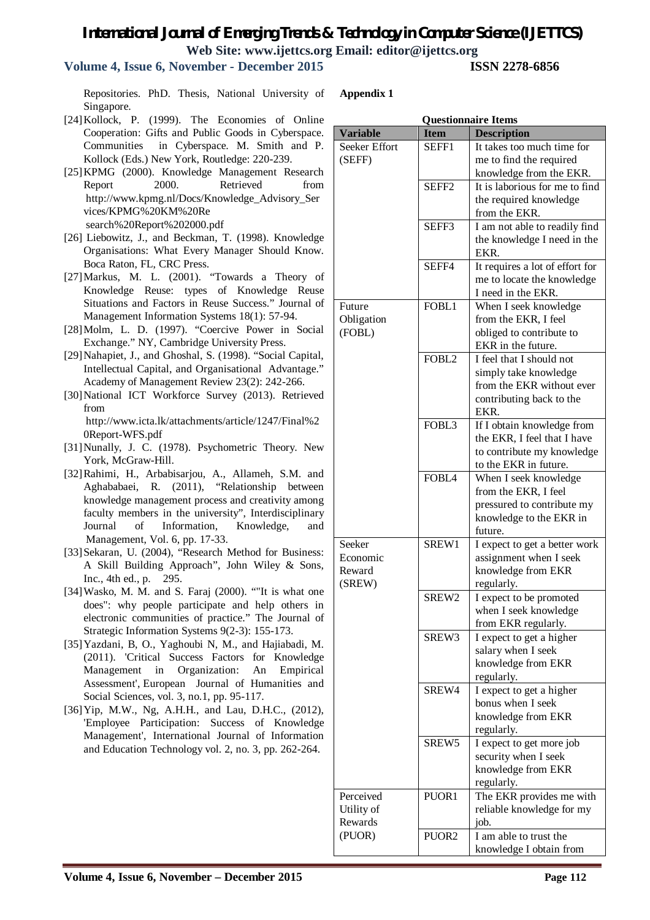Repositories. PhD. Thesis, National University of Singapore.

[24] Kollock, P. (1999). The Economies of Online Cooperation: Gifts and Public Goods in Cyberspace. Communities in Cyberspace. M. Smith and P. Kollock (Eds.) New York, Routledge: 220-239.

[25] KPMG (2000). Knowledge Management Research Report 2000. Retrieved from http://www.kpmg.nl/Docs/Knowledge_Advisory_Services/KPMG%20KM%20Research%20Report%202000.pdf

[26] Liebowitz, J., and Beckman, T. (1998). Knowledge Organisations: What Every Manager Should Know. Boca Raton, FL, CRC Press.

[27] Markus, M. L. (2001). "Towards a Theory of Knowledge Reuse: types of Knowledge Reuse Situations and Factors in Reuse Success." Journal of Management Information Systems 18(1): 57-94.

[28] Molm, L. D. (1997). "Coercive Power in Social Exchange." NY, Cambridge University Press.

[29] Nahapiet, J., and Ghoshal, S. (1998). "Social Capital, Intellectual Capital, and Organisational Advantage." Academy of Management Review 23(2): 242-266.

[30] National ICT Workforce Survey (2013). Retrieved from http://www.icta.lk/attachments/article/1247/Final%20Report-WFS.pdf

[31] Nunally, J. C. (1978). Psychometric Theory. New York, McGraw-Hill.

[32] Rahimi, H., Arbabisarjou, A., Allameh, S.M. and Aghababaei, R. (2011), "Relationship between knowledge management process and creativity among faculty members in the university", Interdisciplinary Journal of Information, Knowledge, and Management, Vol. 6, pp. 17-33.

[33] Sekaran, U. (2004), "Research Method for Business: A Skill Building Approach", John Wiley & Sons, Inc., 4th ed., p. 295.

[34] Wasko, M. M. and S. Faraj (2000). ""It is what one does": why people participate and help others in electronic communities of practice." The Journal of Strategic Information Systems 9(2-3): 155-173.

[35] Yazdani, B, O., Yaghoubi N, M., and Hajiabadi, M. (2011). 'Critical Success Factors for Knowledge Management in Organization: An Empirical Assessment', European Journal of Humanities and Social Sciences, vol. 3, no.1, pp. 95-117.

[36] Yip, M.W., Ng, A.H.H., and Lau, D.H.C., (2012), 'Employee Participation: Success of Knowledge Management', International Journal of Information and Education Technology vol. 2, no. 3, pp. 262-264.

## Appendix 1

**Questionnaire Items**

| Variable | Item | Description |
|---|---|---|
| Seeker Effort (SEFF) | SEFF1 | It takes too much time for me to find the required knowledge from the EKR. |
| | SEFF2 | It is laborious for me to find the required knowledge from the EKR. |
| | SEFF3 | I am not able to readily find the knowledge I need in the EKR. |
| | SEFF4 | It requires a lot of effort for me to locate the knowledge I need in the EKR. |
| Future Obligation (FOBL) | FOBL1 | When I seek knowledge from the EKR, I feel obliged to contribute to EKR in the future. |
| | FOBL2 | I feel that I should not simply take knowledge from the EKR without ever contributing back to the EKR. |
| | FOBL3 | If I obtain knowledge from the EKR, I feel that I have to contribute my knowledge to the EKR in future. |
| | FOBL4 | When I seek knowledge from the EKR, I feel pressured to contribute my knowledge to the EKR in future. |
| Seeker Economic Reward (SREW) | SREW1 | I expect to get a better work assignment when I seek knowledge from EKR regularly. |
| | SREW2 | I expect to be promoted when I seek knowledge from EKR regularly. |
| | SREW3 | I expect to get a higher salary when I seek knowledge from EKR regularly. |
| | SREW4 | I expect to get a higher bonus when I seek knowledge from EKR regularly. |
| | SREW5 | I expect to get more job security when I seek knowledge from EKR regularly. |
| Perceived Utility of Rewards (PUOR) | PUOR1 | The EKR provides me with reliable knowledge for my job. |
| | PUOR2 | I am able to trust the knowledge I obtain from |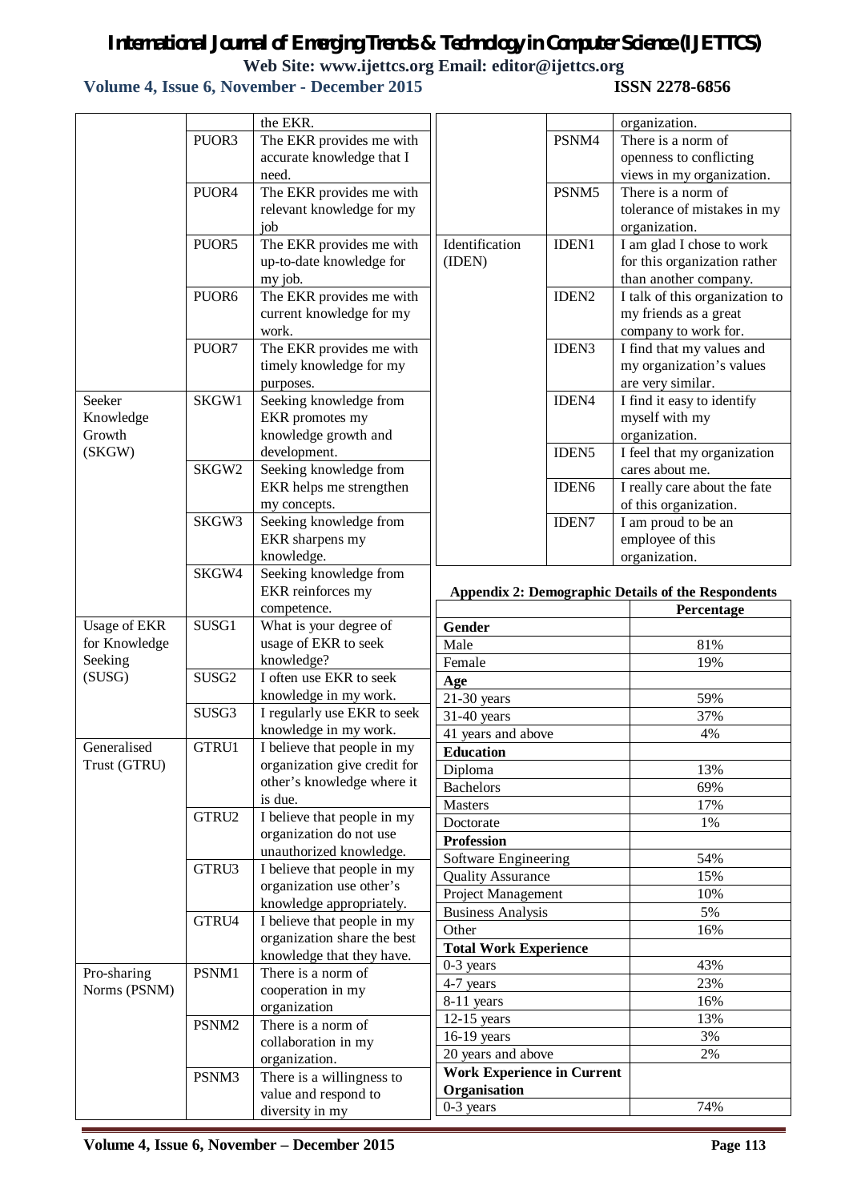| | | the EKR. |
|---|---|---|
| | PUOR3 | The EKR provides me with accurate knowledge that I need. |
| | PUOR4 | The EKR provides me with relevant knowledge for my job |
| | PUOR5 | The EKR provides me with up-to-date knowledge for my job. |
| | PUOR6 | The EKR provides me with current knowledge for my work. |
| | PUOR7 | The EKR provides me with timely knowledge for my purposes. |
| Seeker Knowledge Growth (SKGW) | SKGW1 | Seeking knowledge from EKR promotes my knowledge growth and development. |
| | SKGW2 | Seeking knowledge from EKR helps me strengthen my concepts. |
| | SKGW3 | Seeking knowledge from EKR sharpens my knowledge. |
| | SKGW4 | Seeking knowledge from EKR reinforces my competence. |
| Usage of EKR for Knowledge Seeking (SUSG) | SUSG1 | What is your degree of usage of EKR to seek knowledge? |
| | SUSG2 | I often use EKR to seek knowledge in my work. |
| | SUSG3 | I regularly use EKR to seek knowledge in my work. |
| Generalised Trust (GTRU) | GTRU1 | I believe that people in my organization give credit for other's knowledge where it is due. |
| | GTRU2 | I believe that people in my organization do not use unauthorized knowledge. |
| | GTRU3 | I believe that people in my organization use other's knowledge appropriately. |
| | GTRU4 | I believe that people in my organization share the best knowledge that they have. |
| Pro-sharing Norms (PSNM) | PSNM1 | There is a norm of cooperation in my organization |
| | PSNM2 | There is a norm of collaboration in my organization. |
| | PSNM3 | There is a willingness to value and respond to diversity in my organization. |
| | PSNM4 | There is a norm of openness to conflicting views in my organization. |
| | PSNM5 | There is a norm of tolerance of mistakes in my organization. |
| Identification (IDEN) | IDEN1 | I am glad I chose to work for this organization rather than another company. |
| | IDEN2 | I talk of this organization to my friends as a great company to work for. |
| | IDEN3 | I find that my values and my organization's values are very similar. |
| | IDEN4 | I find it easy to identify myself with my organization. |
| | IDEN5 | I feel that my organization cares about me. |
| | IDEN6 | I really care about the fate of this organization. |
| | IDEN7 | I am proud to be an employee of this organization. |

**Appendix 2: Demographic Details of the Respondents**

| | Percentage |
|---|---|
| **Gender** | |
| Male | 81% |
| Female | 19% |
| **Age** | |
| 21-30 years | 59% |
| 31-40 years | 37% |
| 41 years and above | 4% |
| **Education** | |
| Diploma | 13% |
| Bachelors | 69% |
| Masters | 17% |
| Doctorate | 1% |
| **Profession** | |
| Software Engineering | 54% |
| Quality Assurance | 15% |
| Project Management | 10% |
| Business Analysis | 5% |
| Other | 16% |
| **Total Work Experience** | |
| 0-3 years | 43% |
| 4-7 years | 23% |
| 8-11 years | 16% |
| 12-15 years | 13% |
| 16-19 years | 3% |
| 20 years and above | 2% |
| **Work Experience in Current Organisation** | |
| 0-3 years | 74% |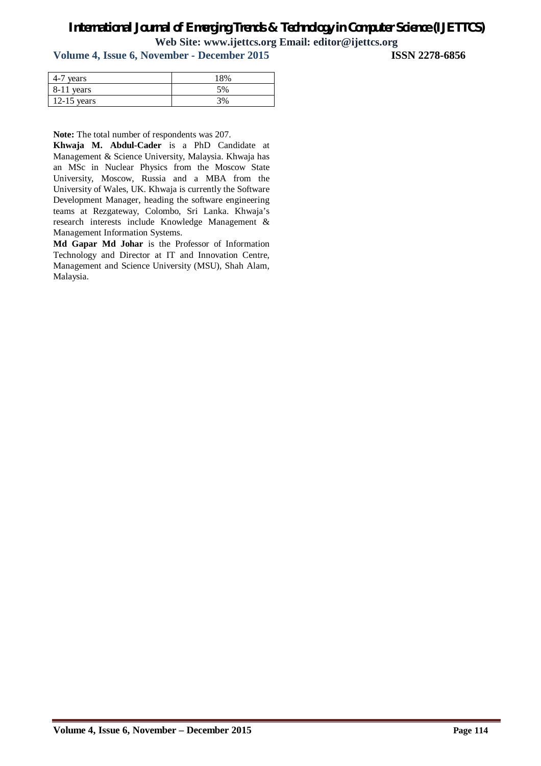| | |
|---|---|
| 4-7 years | 18% |
| 8-11 years | 5% |
| 12-15 years | 3% |

**Note:** The total number of respondents was 207.

**Khwaja M. Abdul-Cader** is a PhD Candidate at Management & Science University, Malaysia. Khwaja has an MSc in Nuclear Physics from the Moscow State University, Moscow, Russia and a MBA from the University of Wales, UK. Khwaja is currently the Software Development Manager, heading the software engineering teams at Rezgateway, Colombo, Sri Lanka. Khwaja's research interests include Knowledge Management & Management Information Systems.

**Md Gapar Md Johar** is the Professor of Information Technology and Director at IT and Innovation Centre, Management and Science University (MSU), Shah Alam, Malaysia.